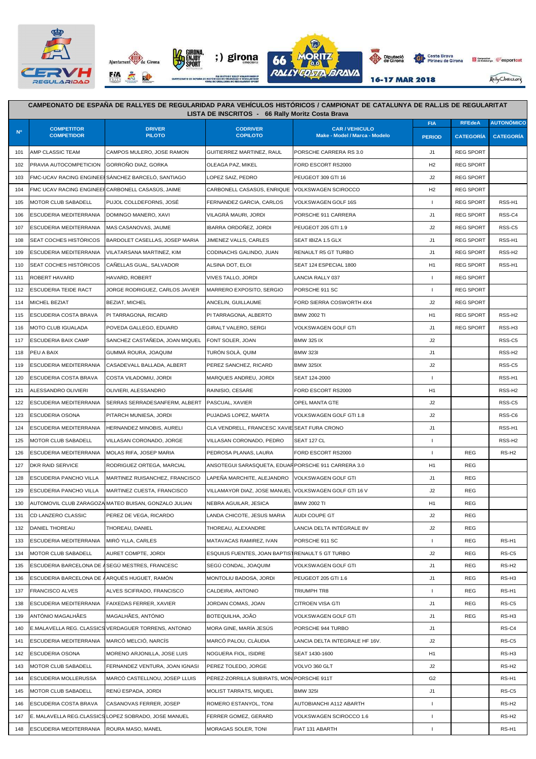## CAMPEONATO DE ESPAÑA DE RALLYES DE REGULARIDAD PARA VEHÍCULOS HISTÓRICOS / CAMPIONAT DE CATALUNYA DE RAL.LIS DE REGULARITAT

### LISTA DE INSCRITOS - 66 Rally Moritz Costa Brava

| Nº | COMPETITOR COMPETIDOR | DRIVER PILOTO | CODRIVER COPILOTO | CAR / VEHICULO Make - Model / Marca - Modelo | FIA PERIOD | RFEdeA CATEGORÍA | AUTONÓMICO CATEGORÍA |
|---|---|---|---|---|---|---|---|
| 101 | AMP CLASSIC TEAM | CAMPOS MULERO, JOSE RAMON | GUITIERREZ MARTINEZ, RAUL | PORSCHE CARRERA RS 3.0 | J1 | REG SPORT | |
| 102 | PRAVIA AUTOCOMPETICION | GORROÑO DIAZ, GORKA | OLEAGA PAZ, MIKEL | FORD ESCORT RS2000 | H2 | REG SPORT | |
| 103 | FMC-UCAV RACING ENGINEEI | SÁNCHEZ BARCELÓ, SANTIAGO | LOPEZ SAIZ, PEDRO | PEUGEOT 309 GTI 16 | J2 | REG SPORT | |
| 104 | FMC UCAV RACING ENGINEEI | CARBONELL CASASÚS, JAIME | CARBONELL CASASÚS, ENRIQUE | VOLKSWAGEN SCIROCCO | H2 | REG SPORT | |
| 105 | MOTOR CLUB SABADELL | PUJOL COLLDEFORNS, JOSÉ | FERNANDEZ GARCIA, CARLOS | VOLKSWAGEN GOLF 16S | I | REG SPORT | RSS-H1 |
| 106 | ESCUDERIA MEDITERRANIA | DOMINGO MANERO, XAVI | VILAGRÀ MAURI, JORDI | PORSCHE 911 CARRERA | J1 | REG SPORT | RSS-C4 |
| 107 | ESCUDERIA MEDITERRANIA | MAS CASANOVAS, JAUME | IBARRA ORDOÑEZ, JORDI | PEUGEOT 205 GTI 1.9 | J2 | REG SPORT | RSS-C5 |
| 108 | SEAT COCHES HISTÓRICOS | BARDOLET CASELLAS, JOSEP MARIA | JIMENEZ VALLS, CARLES | SEAT IBIZA 1.5 GLX | J1 | REG SPORT | RSS-H1 |
| 109 | ESCUDERIA MEDITERRANIA | VILATARSANA MARTINEZ, KIM | CODINACHS GALINDO, JUAN | RENAULT R5 GT TURBO | J1 | REG SPORT | RSS-H2 |
| 110 | SEAT COCHES HISTÓRICOS | CAÑELLAS GUAL, SALVADOR | ALSINA DOT, ELOI | SEAT 124 ESPECIAL 1800 | H1 | REG SPORT | RSS-H1 |
| 111 | ROBERT HAVARD | HAVARD, ROBERT | VIVES TALLO, JORDI | LANCIA RALLY 037 | I | REG SPORT | |
| 112 | ESCUDERIA TEIDE RACT | JORGE RODRIGUEZ, CARLOS JAVIER | MARRERO EXPOSITO, SERGIO | PORSCHE 911 SC | I | REG SPORT | |
| 114 | MICHEL BEZIAT | BEZIAT, MICHEL | ANCELIN, GUILLAUME | FORD SIERRA COSWORTH 4X4 | J2 | REG SPORT | |
| 115 | ESCUDERIA COSTA BRAVA | PI TARRAGONA, RICARD | PI TARRAGONA, ALBERTO | BMW 2002 TI | H1 | REG SPORT | RSS-H2 |
| 116 | MOTO CLUB IGUALADA | POVEDA GALLEGO, EDUARD | GIRALT VALERO, SERGI | VOLKSWAGEN GOLF GTI | J1 | REG SPORT | RSS-H3 |
| 117 | ESCUDERIA BAIX CAMP | SANCHEZ CASTAÑEDA, JOAN MIQUEL | FONT SOLER, JOAN | BMW 325 IX | J2 | | RSS-C5 |
| 118 | PEU A BAIX | GUMMÀ ROURA, JOAQUIM | TURÓN SOLÀ, QUIM | BMW 323I | J1 | | RSS-H2 |
| 119 | ESCUDERIA MEDITERRANIA | CASADEVALL BALLADA, ALBERT | PEREZ SANCHEZ, RICARD | BMW 325IX | J2 | | RSS-C5 |
| 120 | ESCUDERIA COSTA BRAVA | COSTA VILADOMIU, JORDI | MARQUES ANDREU, JORDI | SEAT 124-2000 | I | | RSS-H1 |
| 121 | ALESSANDRO OLIVIERI | OLIVIERI, ALESSANDRO | RAINISIO, CESARE | FORD ESCORT RS2000 | H1 | | RSS-H2 |
| 122 | ESCUDERIA MEDITERRANIA | SERRAS SERRADESANFERM, ALBERT | PASCUAL, XAVIER | OPEL MANTA GTE | J2 | | RSS-C5 |
| 123 | ESCUDERIA OSONA | PITARCH MUNIESA, JORDI | PUJADAS LOPEZ, MARTA | VOLKSWAGEN GOLF GTI 1.8 | J2 | | RSS-C6 |
| 124 | ESCUDERIA MEDITERRANIA | HERNANDEZ MINOBIS, AURELI | CLA VENDRELL, FRANCESC XAVIE | SEAT FURA CRONO | J1 | | RSS-H1 |
| 125 | MOTOR CLUB SABADELL | VILLASAN CORONADO, JORGE | VILLASAN CORONADO, PEDRO | SEAT 127 CL | I | | RSS-H2 |
| 126 | ESCUDERIA MEDITERRANIA | MOLAS RIFA, JOSEP MARIA | PEDROSA PLANAS, LAURA | FORD ESCORT RS2000 | I | REG | RS-H2 |
| 127 | DKR RAID SERVICE | RODRIGUEZ ORTEGA, MARCIAL | ANSOTEGUI SARASQUETA, EDUAR | PORSCHE 911 CARRERA 3.0 | H1 | REG | |
| 128 | ESCUDERIA PANCHO VILLA | MARTINEZ RUISANCHEZ, FRANCISCO | LAPEÑA MARCHITE, ALEJANDRO | VOLKSWAGEN GOLF GTI | J1 | REG | |
| 129 | ESCUDERIA PANCHO VILLA | MARTINEZ CUESTA, FRANCISCO | VILLAMAYOR DIAZ, JOSE MANUEL | VOLKSWAGEN GOLF GTI 16 V | J2 | REG | |
| 130 | AUTOMOVIL CLUB ZARAGOZA | MATEO BUISAN, GONZALO JULIAN | NEBRA AGUILAR, JESICA | BMW 2002 TI | H1 | REG | |
| 131 | CD LANZERO CLASSIC | PEREZ DE VEGA, RICARDO | LANDA CHICOTE, JESUS MARIA | AUDI COUPE GT | J2 | REG | |
| 132 | DANIEL THOREAU | THOREAU, DANIEL | THOREAU, ALEXANDRE | LANCIA DELTA INTÉGRALE 8V | J2 | REG | |
| 133 | ESCUDERIA MEDITERRANIA | MIRÓ YLLA, CARLES | MATAVACAS RAMIREZ, IVAN | PORSCHE 911 SC | I | REG | RS-H1 |
| 134 | MOTOR CLUB SABADELL | AURET COMPTE, JORDI | ESQUIUS FUENTES, JOAN BAPTIST | RENAULT 5 GT TURBO | J2 | REG | RS-C5 |
| 135 | ESCUDERIA BARCELONA DE A | SEGÚ MESTRES, FRANCESC | SEGÚ CONDAL, JOAQUIM | VOLKSWAGEN GOLF GTI | J1 | REG | RS-H2 |
| 136 | ESCUDERIA BARCELONA DE A | ARQUÉS HUGUET, RAMÓN | MONTOLIU BADOSA, JORDI | PEUGEOT 205 GTI 1.6 | J1 | REG | RS-H3 |
| 137 | FRANCISCO ALVES | ALVES SCIFRADO, FRANCISCO | CALDEIRA, ANTONIO | TRIUMPH TR8 | I | REG | RS-H1 |
| 138 | ESCUDERIA MEDITERRANIA | FAIXEDAS FERRER, XAVIER | JORDAN COMAS, JOAN | CITROEN VISA GTI | J1 | REG | RS-C5 |
| 139 | ANTÓNIO MAGALHÃES | MAGALHÃES, ANTÓNIO | BOTEQUILHA, JOÃO | VOLKSWAGEN GOLF GTI | J1 | REG | RS-H3 |
| 140 | E.MALAVELLA REG. CLASSICS | VERDAGUER TORRENS, ANTONIO | MORA GINE, MARÍA JESÚS | PORSCHE 944 TURBO | J1 | | RS-C4 |
| 141 | ESCUDERIA MEDITERRANIA | MARCÓ MELCIÓ, NARCÍS | MARCÓ PALOU, CLÀUDIA | LANCIA DELTA INTEGRALE HF 16V. | J2 | | RS-C5 |
| 142 | ESCUDERIA OSONA | MORENO ARJONILLA, JOSE LUIS | NOGUERA FIOL, ISIDRE | SEAT 1430-1600 | H1 | | RS-H3 |
| 143 | MOTOR CLUB SABADELL | FERNANDEZ VENTURA, JOAN IGNASI | PEREZ TOLEDO, JORGE | VOLVO 360 GLT | J2 | | RS-H2 |
| 144 | ESCUDERIA MOLLERUSSA | MARCÓ CASTELLNOU, JOSEP LLUIS | PEREZ-ZORRILLA SUBIRATS, MÓN | PORSCHE 911T | G2 | | RS-H1 |
| 145 | MOTOR CLUB SABADELL | RENÚ ESPADA, JORDI | MOLIST TARRATS, MIQUEL | BMW 325I | J1 | | RS-C5 |
| 146 | ESCUDERIA COSTA BRAVA | CASANOVAS FERRER, JOSEP | ROMERO ESTANYOL, TONI | AUTOBIANCHI A112 ABARTH | I | | RS-H2 |
| 147 | E. MALAVELLA REG.CLASSICS | LOPEZ SOBRADO, JOSE MANUEL | FERRER GOMEZ, GERARD | VOLKSWAGEN SCIROCCO 1.6 | I | | RS-H2 |
| 148 | ESCUDERIA MEDITERRANIA | ROURA MASO, MANEL | MORAGAS SOLER, TONI | FIAT 131 ABARTH | I | | RS-H1 |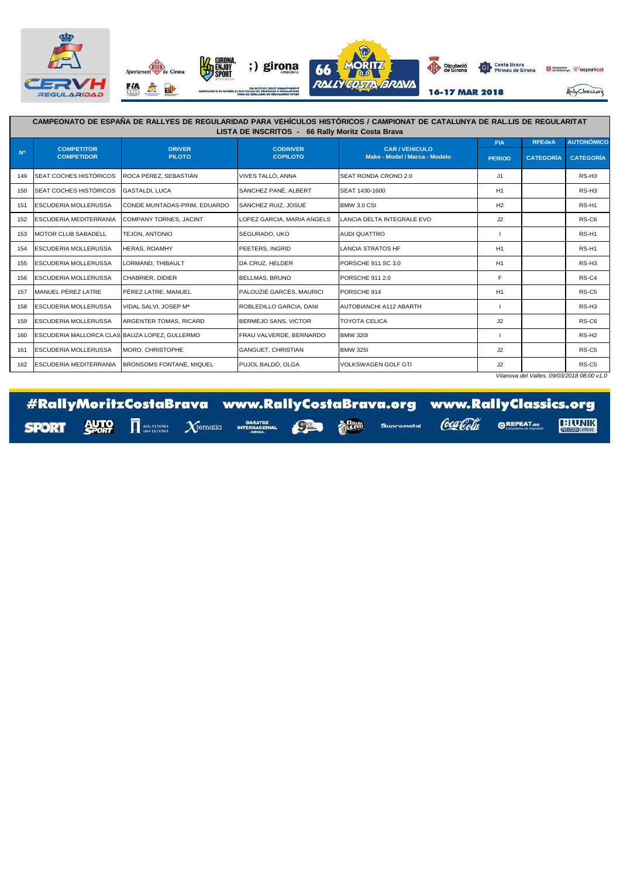## CAMPEONATO DE ESPAÑA DE RALLYES DE REGULARIDAD PARA VEHÍCULOS HISTÓRICOS / CAMPIONAT DE CATALUNYA DE RAL.LIS DE REGULARITAT

### LISTA DE INSCRITOS - 66 Rally Moritz Costa Brava

| Nº | COMPETITOR COMPETIDOR | DRIVER PILOTO | CODRIVER COPILOTO | CAR / VEHICULO Make - Model / Marca - Modelo | FIA PERIOD | RFEdeA CATEGORÍA | AUTONÓMICO CATEGORÍA |
|---|---|---|---|---|---|---|---|
| 149 | SEAT COCHES HISTÓRICOS | ROCA PÉREZ, SEBASTIÁN | VIVES TALLÓ, ANNA | SEAT RONDA CRONO 2.0 | J1 | | RS-H3 |
| 150 | SEAT COCHES HISTÓRICOS | GASTALDI, LUCA | SÁNCHEZ PANÉ, ALBERT | SEAT 1430-1600 | H1 | | RS-H3 |
| 151 | ESCUDERIA MOLLERUSSA | CONDE MUNTADAS-PRIM, EDUARDO | SÁNCHEZ RUIZ, JOSUÉ | BMW 3.0 CSI | H2 | | RS-H1 |
| 152 | ESCUDERIA MEDITERRANIA | COMPANY TORNES, JACINT | LOPEZ GARCIA, MARIA ANGELS | LANCIA DELTA INTEGRALE EVO | J2 | | RS-C6 |
| 153 | MOTOR CLUB SABADELL | TEJON, ANTONIO | SEGURADO, UKO | AUDI QUATTRO | I | | RS-H1 |
| 154 | ESCUDERIA MOLLERUSSA | HERAS, ROAMHY | PEETERS, INGRID | LANCIA STRATOS HF | H1 | | RS-H1 |
| 155 | ESCUDERIA MOLLERUSSA | LORMAND, THIBAULT | DA CRUZ, HELDER | PORSCHE 911 SC 3.0 | H1 | | RS-H3 |
| 156 | ESCUDERIA MOLLERUSSA | CHABRIER, DIDIER | BELLMAS, BRUNO | PORSCHE 911 2.0 | F | | RS-C4 |
| 157 | MANUEL PÉREZ LATRE | PÉREZ LATRE, MANUEL | PALOUZIÉ GARCÉS, MAURICI | PORSCHE 914 | H1 | | RS-C5 |
| 158 | ESCUDERIA MOLLERUSSA | VIDAL SALVI, JOSEP Mª | ROBLEDILLO GARCIA, DANI | AUTOBIANCHI A112 ABARTH | I | | RS-H3 |
| 159 | ESCUDERIA MOLLERUSSA | ARGENTER TOMAS, RICARD | BERMEJO SANS, VICTOR | TOYOTA CELICA | J2 | | RS-C6 |
| 160 | ESCUDERIA MALLORCA CLAS | BAUZA LOPEZ, GULLERMO | FRAU VALVERDE, BERNARDO | BMW 320I | I | | RS-H2 |
| 161 | ESCUDERIA MOLLERUSSA | MORO, CHRISTOPHE | GANGUET, CHRISTIAN | BMW 325I | J2 | | RS-C5 |
| 162 | ESCUDERIA MEDITERRANIA | BRONSOMS FONTANÉ, MIQUEL | PUJOL BALDÓ, OLGA | VOLKSWAGEN GOLF GTI | J2 | | RS-C5 |

*Vilanova del Valles. 09/03/2018 08:00 v1.0*

#RallyMoritzCostaBrava www.RallyCostaBrava.org www.RallyClassics.org